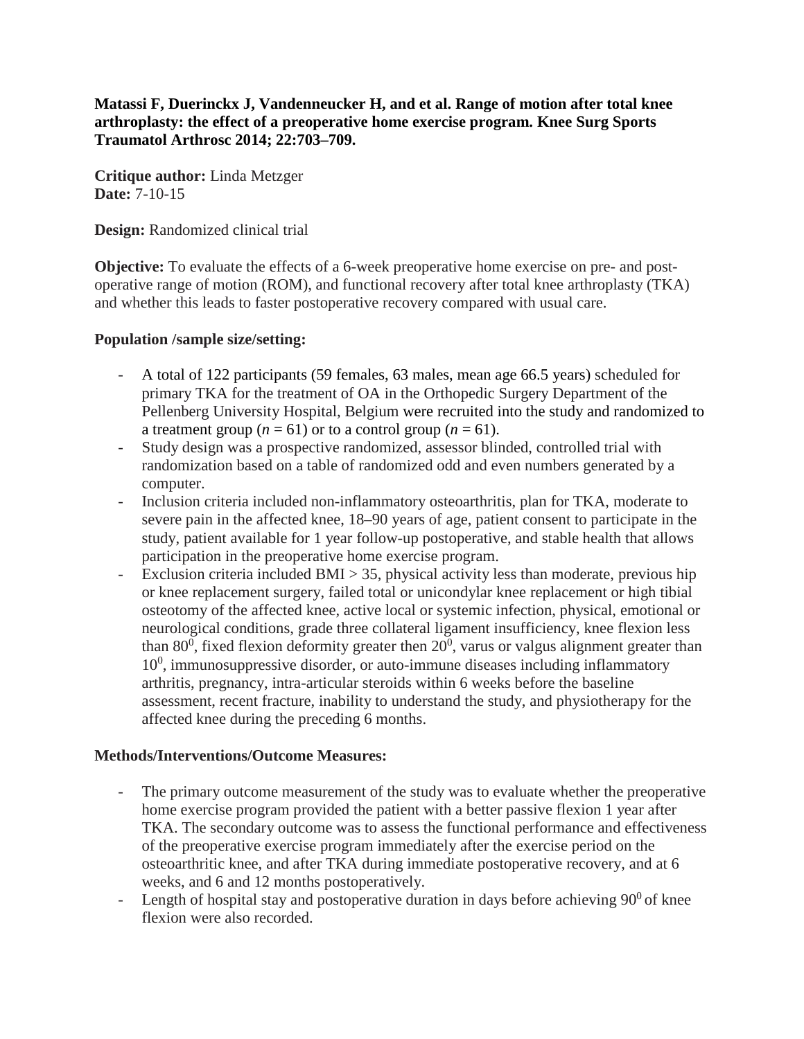**Matassi F, Duerinckx J, Vandenneucker H, and et al. Range of motion after total knee arthroplasty: the effect of a preoperative home exercise program. Knee Surg Sports Traumatol Arthrosc 2014; 22:703–709.**

**Critique author:** Linda Metzger
**Date:** 7-10-15

**Design:** Randomized clinical trial

**Objective:** To evaluate the effects of a 6-week preoperative home exercise on pre- and post-operative range of motion (ROM), and functional recovery after total knee arthroplasty (TKA) and whether this leads to faster postoperative recovery compared with usual care.

**Population /sample size/setting:**

- A total of 122 participants (59 females, 63 males, mean age 66.5 years) scheduled for primary TKA for the treatment of OA in the Orthopedic Surgery Department of the Pellenberg University Hospital, Belgium were recruited into the study and randomized to a treatment group (*n* = 61) or to a control group (*n* = 61).
- Study design was a prospective randomized, assessor blinded, controlled trial with randomization based on a table of randomized odd and even numbers generated by a computer.
- Inclusion criteria included non-inflammatory osteoarthritis, plan for TKA, moderate to severe pain in the affected knee, 18–90 years of age, patient consent to participate in the study, patient available for 1 year follow-up postoperative, and stable health that allows participation in the preoperative home exercise program.
- Exclusion criteria included BMI > 35, physical activity less than moderate, previous hip or knee replacement surgery, failed total or unicondylar knee replacement or high tibial osteotomy of the affected knee, active local or systemic infection, physical, emotional or neurological conditions, grade three collateral ligament insufficiency, knee flexion less than $80^0$, fixed flexion deformity greater then $20^0$, varus or valgus alignment greater than $10^0$, immunosuppressive disorder, or auto-immune diseases including inflammatory arthritis, pregnancy, intra-articular steroids within 6 weeks before the baseline assessment, recent fracture, inability to understand the study, and physiotherapy for the affected knee during the preceding 6 months.

**Methods/Interventions/Outcome Measures:**

- The primary outcome measurement of the study was to evaluate whether the preoperative home exercise program provided the patient with a better passive flexion 1 year after TKA. The secondary outcome was to assess the functional performance and effectiveness of the preoperative exercise program immediately after the exercise period on the osteoarthritic knee, and after TKA during immediate postoperative recovery, and at 6 weeks, and 6 and 12 months postoperatively.
- Length of hospital stay and postoperative duration in days before achieving $90^0$ of knee flexion were also recorded.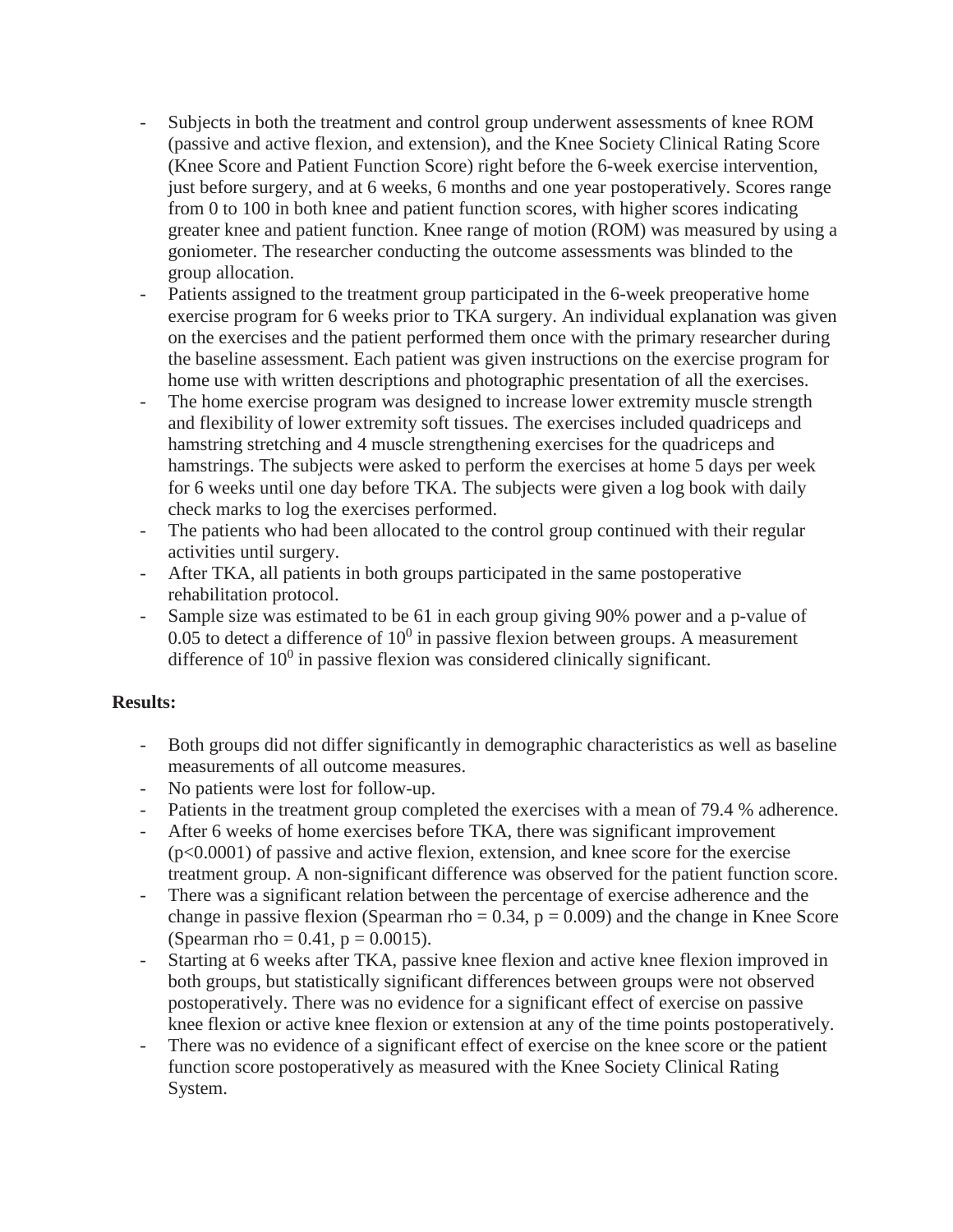- Subjects in both the treatment and control group underwent assessments of knee ROM (passive and active flexion, and extension), and the Knee Society Clinical Rating Score (Knee Score and Patient Function Score) right before the 6-week exercise intervention, just before surgery, and at 6 weeks, 6 months and one year postoperatively. Scores range from 0 to 100 in both knee and patient function scores, with higher scores indicating greater knee and patient function. Knee range of motion (ROM) was measured by using a goniometer. The researcher conducting the outcome assessments was blinded to the group allocation.
- Patients assigned to the treatment group participated in the 6-week preoperative home exercise program for 6 weeks prior to TKA surgery. An individual explanation was given on the exercises and the patient performed them once with the primary researcher during the baseline assessment. Each patient was given instructions on the exercise program for home use with written descriptions and photographic presentation of all the exercises.
- The home exercise program was designed to increase lower extremity muscle strength and flexibility of lower extremity soft tissues. The exercises included quadriceps and hamstring stretching and 4 muscle strengthening exercises for the quadriceps and hamstrings. The subjects were asked to perform the exercises at home 5 days per week for 6 weeks until one day before TKA. The subjects were given a log book with daily check marks to log the exercises performed.
- The patients who had been allocated to the control group continued with their regular activities until surgery.
- After TKA, all patients in both groups participated in the same postoperative rehabilitation protocol.
- Sample size was estimated to be 61 in each group giving 90% power and a p-value of 0.05 to detect a difference of $10^0$ in passive flexion between groups. A measurement difference of $10^0$ in passive flexion was considered clinically significant.

**Results:**

- Both groups did not differ significantly in demographic characteristics as well as baseline measurements of all outcome measures.
- No patients were lost for follow-up.
- Patients in the treatment group completed the exercises with a mean of 79.4 % adherence.
- After 6 weeks of home exercises before TKA, there was significant improvement ($p<0.0001$) of passive and active flexion, extension, and knee score for the exercise treatment group. A non-significant difference was observed for the patient function score.
- There was a significant relation between the percentage of exercise adherence and the change in passive flexion (Spearman rho = 0.34, $p = 0.009$) and the change in Knee Score (Spearman rho = 0.41, $p = 0.0015$).
- Starting at 6 weeks after TKA, passive knee flexion and active knee flexion improved in both groups, but statistically significant differences between groups were not observed postoperatively. There was no evidence for a significant effect of exercise on passive knee flexion or active knee flexion or extension at any of the time points postoperatively.
- There was no evidence of a significant effect of exercise on the knee score or the patient function score postoperatively as measured with the Knee Society Clinical Rating System.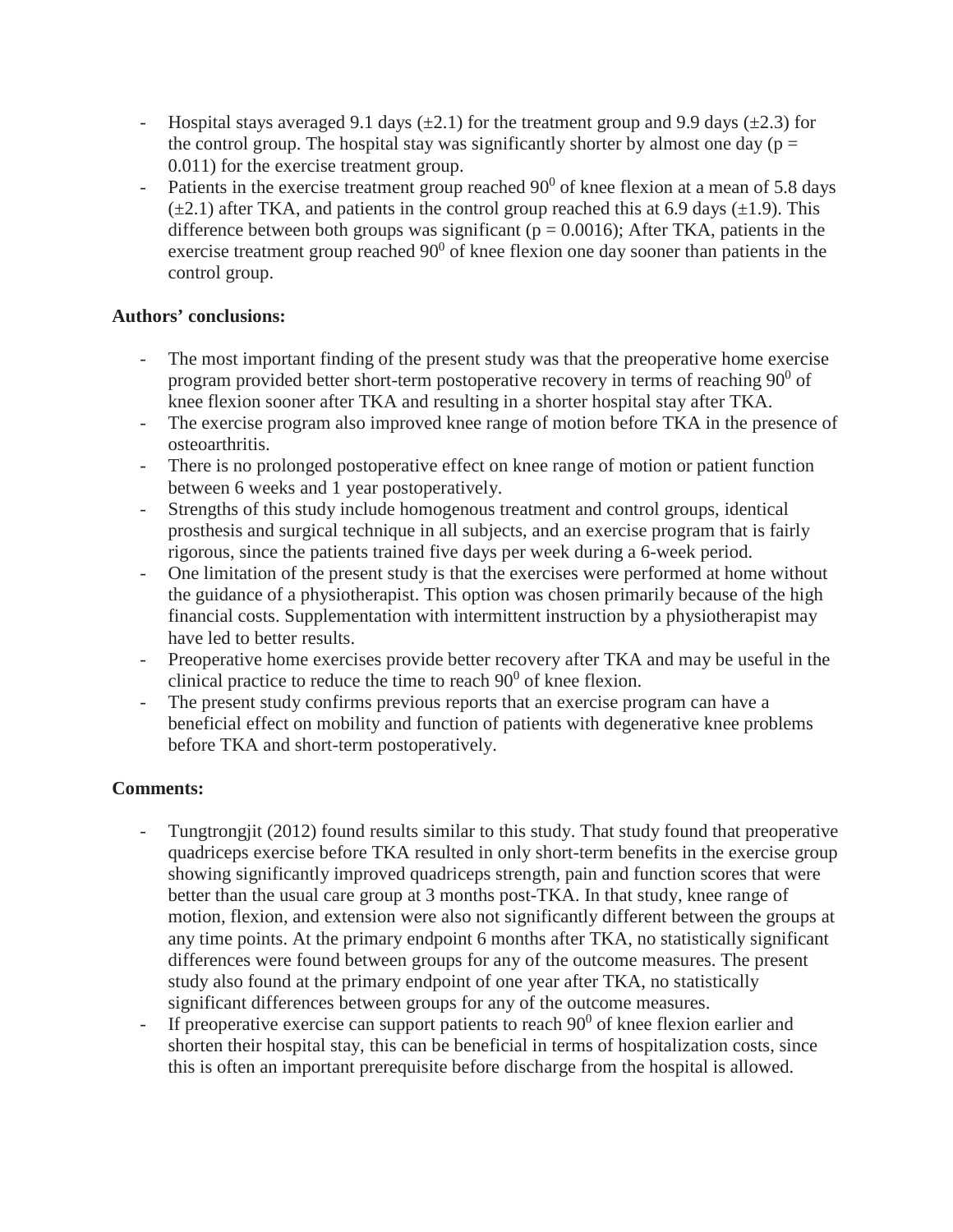- Hospital stays averaged 9.1 days (±2.1) for the treatment group and 9.9 days (±2.3) for the control group. The hospital stay was significantly shorter by almost one day ($p = 0.011$) for the exercise treatment group.
- Patients in the exercise treatment group reached $90^0$ of knee flexion at a mean of 5.8 days (±2.1) after TKA, and patients in the control group reached this at 6.9 days (±1.9). This difference between both groups was significant ($p = 0.0016$); After TKA, patients in the exercise treatment group reached $90^0$ of knee flexion one day sooner than patients in the control group.

**Authors' conclusions:**

- The most important finding of the present study was that the preoperative home exercise program provided better short-term postoperative recovery in terms of reaching $90^0$ of knee flexion sooner after TKA and resulting in a shorter hospital stay after TKA.
- The exercise program also improved knee range of motion before TKA in the presence of osteoarthritis.
- There is no prolonged postoperative effect on knee range of motion or patient function between 6 weeks and 1 year postoperatively.
- Strengths of this study include homogenous treatment and control groups, identical prosthesis and surgical technique in all subjects, and an exercise program that is fairly rigorous, since the patients trained five days per week during a 6-week period.
- One limitation of the present study is that the exercises were performed at home without the guidance of a physiotherapist. This option was chosen primarily because of the high financial costs. Supplementation with intermittent instruction by a physiotherapist may have led to better results.
- Preoperative home exercises provide better recovery after TKA and may be useful in the clinical practice to reduce the time to reach $90^0$ of knee flexion.
- The present study confirms previous reports that an exercise program can have a beneficial effect on mobility and function of patients with degenerative knee problems before TKA and short-term postoperatively.

**Comments:**

- Tungtrongjit (2012) found results similar to this study. That study found that preoperative quadriceps exercise before TKA resulted in only short-term benefits in the exercise group showing significantly improved quadriceps strength, pain and function scores that were better than the usual care group at 3 months post-TKA. In that study, knee range of motion, flexion, and extension were also not significantly different between the groups at any time points. At the primary endpoint 6 months after TKA, no statistically significant differences were found between groups for any of the outcome measures. The present study also found at the primary endpoint of one year after TKA, no statistically significant differences between groups for any of the outcome measures.
- If preoperative exercise can support patients to reach $90^0$ of knee flexion earlier and shorten their hospital stay, this can be beneficial in terms of hospitalization costs, since this is often an important prerequisite before discharge from the hospital is allowed.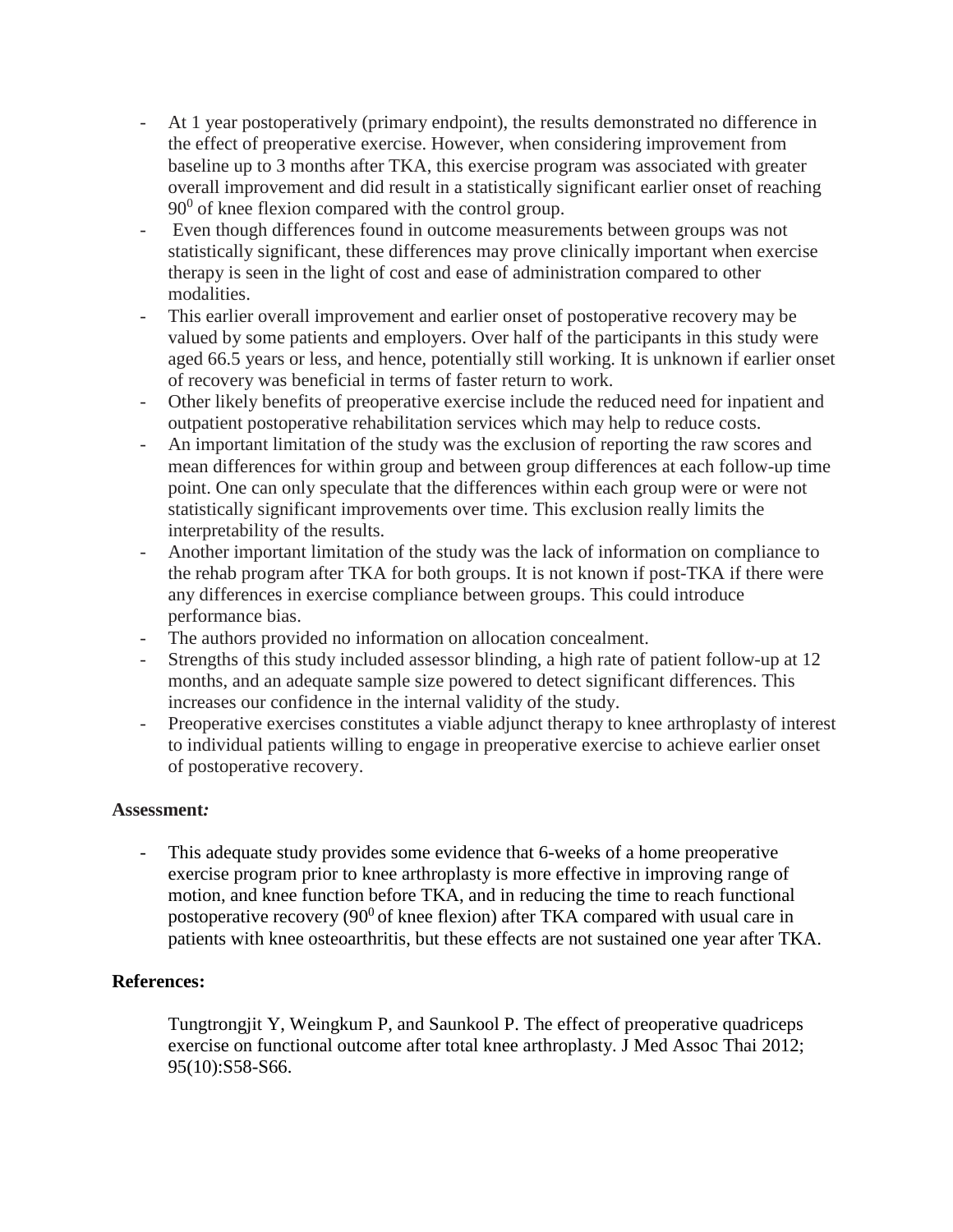- At 1 year postoperatively (primary endpoint), the results demonstrated no difference in the effect of preoperative exercise. However, when considering improvement from baseline up to 3 months after TKA, this exercise program was associated with greater overall improvement and did result in a statistically significant earlier onset of reaching $90^0$ of knee flexion compared with the control group.
- Even though differences found in outcome measurements between groups was not statistically significant, these differences may prove clinically important when exercise therapy is seen in the light of cost and ease of administration compared to other modalities.
- This earlier overall improvement and earlier onset of postoperative recovery may be valued by some patients and employers. Over half of the participants in this study were aged 66.5 years or less, and hence, potentially still working. It is unknown if earlier onset of recovery was beneficial in terms of faster return to work.
- Other likely benefits of preoperative exercise include the reduced need for inpatient and outpatient postoperative rehabilitation services which may help to reduce costs.
- An important limitation of the study was the exclusion of reporting the raw scores and mean differences for within group and between group differences at each follow-up time point. One can only speculate that the differences within each group were or were not statistically significant improvements over time. This exclusion really limits the interpretability of the results.
- Another important limitation of the study was the lack of information on compliance to the rehab program after TKA for both groups. It is not known if post-TKA if there were any differences in exercise compliance between groups. This could introduce performance bias.
- The authors provided no information on allocation concealment.
- Strengths of this study included assessor blinding, a high rate of patient follow-up at 12 months, and an adequate sample size powered to detect significant differences. This increases our confidence in the internal validity of the study.
- Preoperative exercises constitutes a viable adjunct therapy to knee arthroplasty of interest to individual patients willing to engage in preoperative exercise to achieve earlier onset of postoperative recovery.

**Assessment*:***

- This adequate study provides some evidence that 6-weeks of a home preoperative exercise program prior to knee arthroplasty is more effective in improving range of motion, and knee function before TKA, and in reducing the time to reach functional postoperative recovery ($90^0$ of knee flexion) after TKA compared with usual care in patients with knee osteoarthritis, but these effects are not sustained one year after TKA.

**References:**

Tungtrongjit Y, Weingkum P, and Saunkool P. The effect of preoperative quadriceps exercise on functional outcome after total knee arthroplasty. J Med Assoc Thai 2012; 95(10):S58-S66.